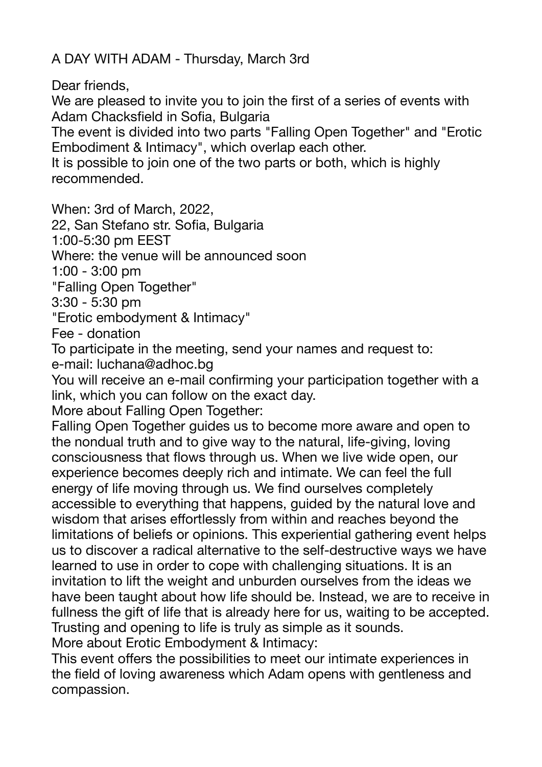A DAY WITH ADAM - Thursday, March 3rd

Dear friends,

We are pleased to invite you to join the first of a series of events with Adam Chacksfield in Sofia, Bulgaria

The event is divided into two parts "Falling Open Together" and "Erotic Embodiment & Intimacy", which overlap each other.

It is possible to join one of the two parts or both, which is highly recommended.

When: 3rd of March, 2022,
22, San Stefano str. Sofia, Bulgaria
1:00-5:30 pm EEST
Where: the venue will be announced soon
1:00 - 3:00 pm
"Falling Open Together"
3:30 - 5:30 pm
"Erotic embodyment & Intimacy"
Fee - donation
To participate in the meeting, send your names and request to:
e-mail: luchana@adhoc.bg
You will receive an e-mail confirming your participation together with a link, which you can follow on the exact day.

More about Falling Open Together:

Falling Open Together guides us to become more aware and open to the nondual truth and to give way to the natural, life-giving, loving consciousness that flows through us. When we live wide open, our experience becomes deeply rich and intimate. We can feel the full energy of life moving through us. We find ourselves completely accessible to everything that happens, guided by the natural love and wisdom that arises effortlessly from within and reaches beyond the limitations of beliefs or opinions. This experiential gathering event helps us to discover a radical alternative to the self-destructive ways we have learned to use in order to cope with challenging situations. It is an invitation to lift the weight and unburden ourselves from the ideas we have been taught about how life should be. Instead, we are to receive in fullness the gift of life that is already here for us, waiting to be accepted. Trusting and opening to life is truly as simple as it sounds.

More about Erotic Embodyment & Intimacy:

This event offers the possibilities to meet our intimate experiences in the field of loving awareness which Adam opens with gentleness and compassion.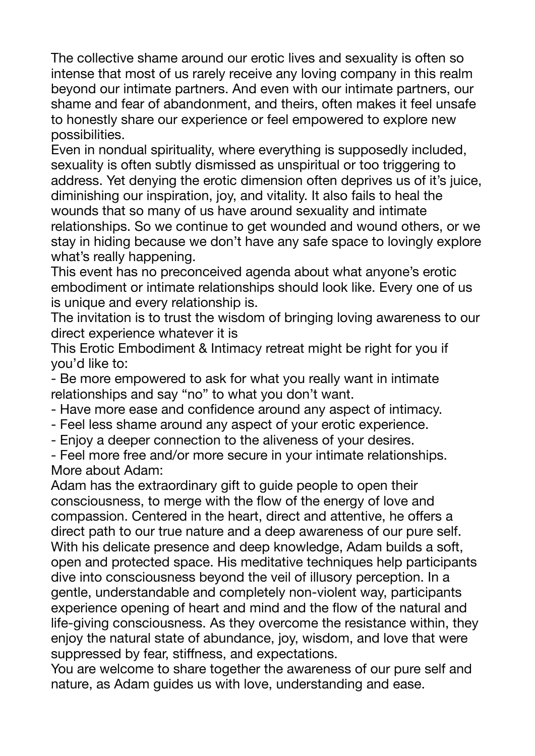The collective shame around our erotic lives and sexuality is often so intense that most of us rarely receive any loving company in this realm beyond our intimate partners. And even with our intimate partners, our shame and fear of abandonment, and theirs, often makes it feel unsafe to honestly share our experience or feel empowered to explore new possibilities.

Even in nondual spirituality, where everything is supposedly included, sexuality is often subtly dismissed as unspiritual or too triggering to address. Yet denying the erotic dimension often deprives us of it's juice, diminishing our inspiration, joy, and vitality. It also fails to heal the wounds that so many of us have around sexuality and intimate relationships. So we continue to get wounded and wound others, or we stay in hiding because we don't have any safe space to lovingly explore what's really happening.

This event has no preconceived agenda about what anyone's erotic embodiment or intimate relationships should look like. Every one of us is unique and every relationship is.

The invitation is to trust the wisdom of bringing loving awareness to our direct experience whatever it is

This Erotic Embodiment & Intimacy retreat might be right for you if you'd like to:

- Be more empowered to ask for what you really want in intimate relationships and say "no" to what you don't want.
- Have more ease and confidence around any aspect of intimacy.
- Feel less shame around any aspect of your erotic experience.
- Enjoy a deeper connection to the aliveness of your desires.
- Feel more free and/or more secure in your intimate relationships.

More about Adam:

Adam has the extraordinary gift to guide people to open their consciousness, to merge with the flow of the energy of love and compassion. Centered in the heart, direct and attentive, he offers a direct path to our true nature and a deep awareness of our pure self. With his delicate presence and deep knowledge, Adam builds a soft, open and protected space. His meditative techniques help participants dive into consciousness beyond the veil of illusory perception. In a gentle, understandable and completely non-violent way, participants experience opening of heart and mind and the flow of the natural and life-giving consciousness. As they overcome the resistance within, they enjoy the natural state of abundance, joy, wisdom, and love that were suppressed by fear, stiffness, and expectations.

You are welcome to share together the awareness of our pure self and nature, as Adam guides us with love, understanding and ease.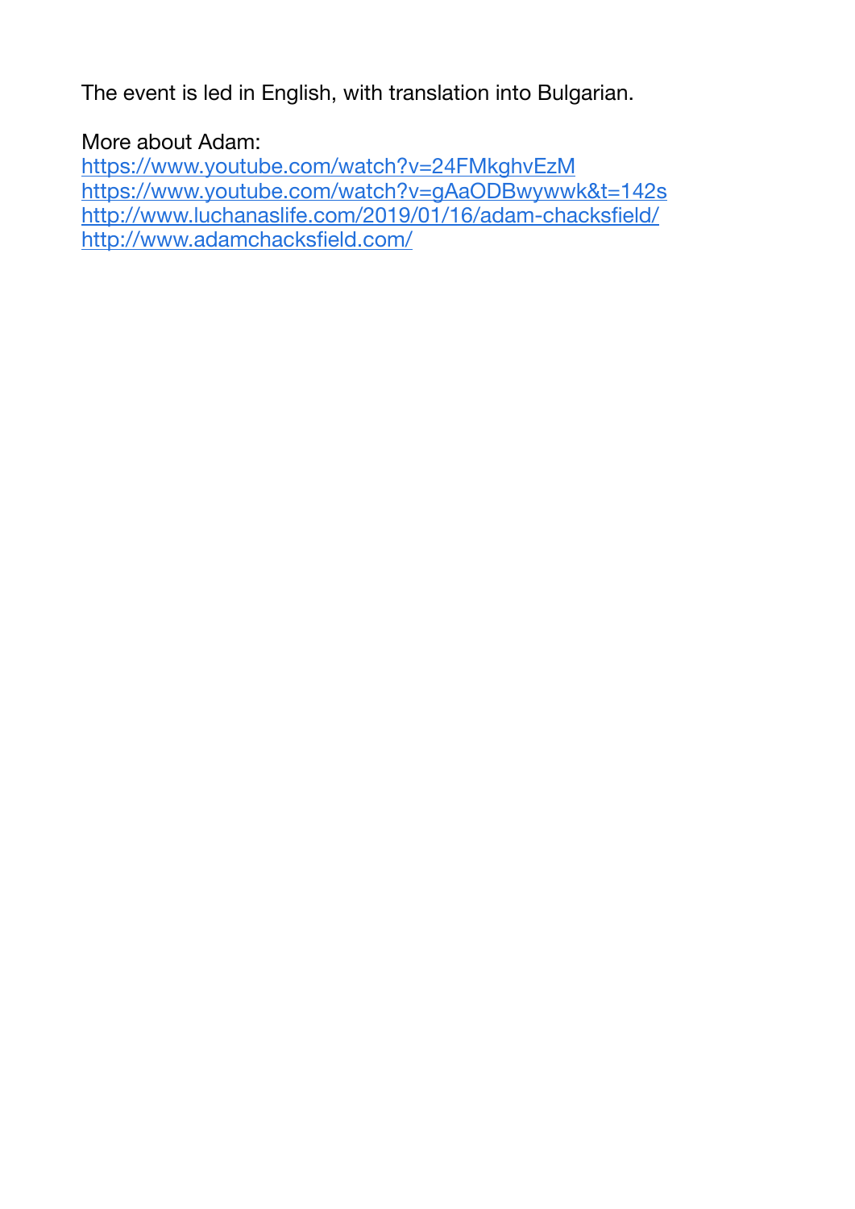The event is led in English, with translation into Bulgarian.

More about Adam:
https://www.youtube.com/watch?v=24FMkghvEzM
https://www.youtube.com/watch?v=gAaODBwywwk&t=142s
http://www.luchanaslife.com/2019/01/16/adam-chacksfield/
http://www.adamchacksfield.com/